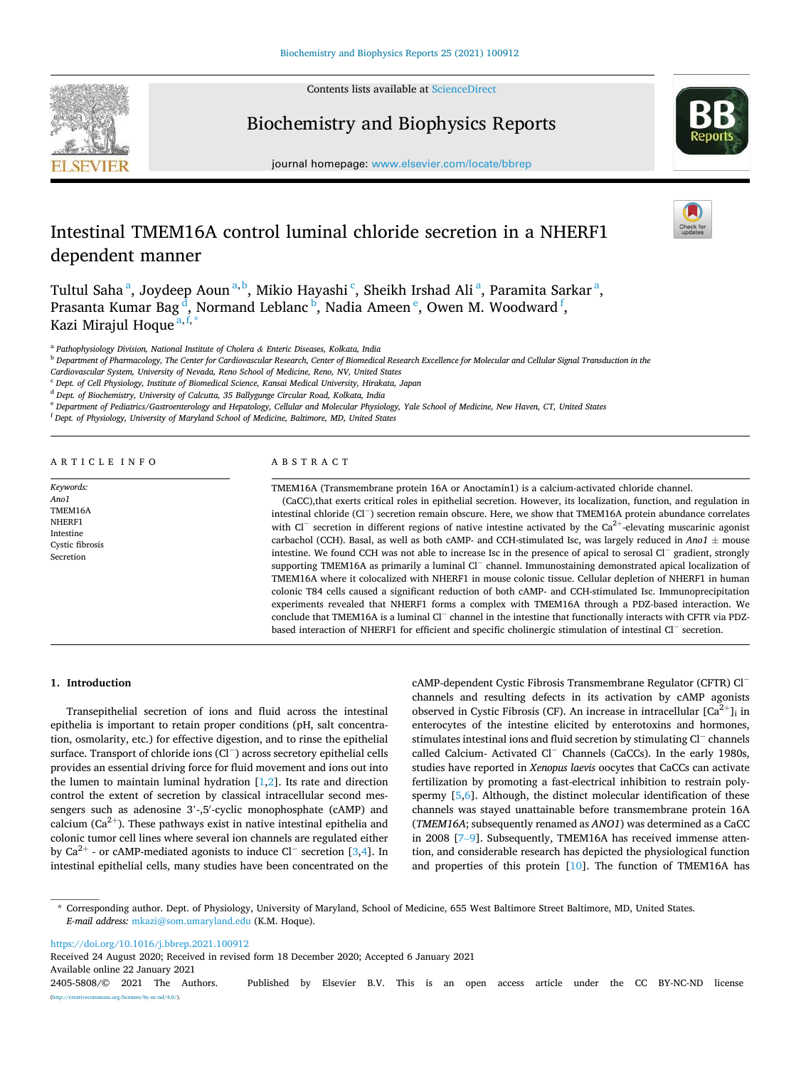# Intestinal TMEM16A control luminal chloride secretion in a NHERF1 dependent manner

Tultul Saha [a], Joydeep Aoun [a,b], Mikio Hayashi [c], Sheikh Irshad Ali [a], Paramita Sarkar [a], Prasanta Kumar Bag [d], Normand Leblanc [b], Nadia Ameen [e], Owen M. Woodward [f], Kazi Mirajul Hoque [a,f,*]

[a] Pathophysiology Division, National Institute of Cholera & Enteric Diseases, Kolkata, India
[b] Department of Pharmacology, The Center for Cardiovascular Research, Center of Biomedical Research Excellence for Molecular and Cellular Signal Transduction in the Cardiovascular System, University of Nevada, Reno School of Medicine, Reno, NV, United States
[c] Dept. of Cell Physiology, Institute of Biomedical Science, Kansai Medical University, Hirakata, Japan
[d] Dept. of Biochemistry, University of Calcutta, 35 Ballygunge Circular Road, Kolkata, India
[e] Department of Pediatrics/Gastroenterology and Hepatology, Cellular and Molecular Physiology, Yale School of Medicine, New Haven, CT, United States
[f] Dept. of Physiology, University of Maryland School of Medicine, Baltimore, MD, United States

## ARTICLE INFO

*Keywords:*
*Ano1*
TMEM16A
NHERF1
Intestine
Cystic fibrosis
Secretion

## ABSTRACT

TMEM16A (Transmembrane protein 16A or Anoctamin1) is a calcium-activated chloride channel.

(CaCC),that exerts critical roles in epithelial secretion. However, its localization, function, and regulation in intestinal chloride ($Cl^-$) secretion remain obscure. Here, we show that TMEM16A protein abundance correlates with $Cl^-$ secretion in different regions of native intestine activated by the $Ca^{2+}$-elevating muscarinic agonist carbachol (CCH). Basal, as well as both cAMP- and CCH-stimulated Isc, was largely reduced in *Ano1* ± mouse intestine. We found CCH was not able to increase Isc in the presence of apical to serosal $Cl^-$ gradient, strongly supporting TMEM16A as primarily a luminal $Cl^-$ channel. Immunostaining demonstrated apical localization of TMEM16A where it colocalized with NHERF1 in mouse colonic tissue. Cellular depletion of NHERF1 in human colonic T84 cells caused a significant reduction of both cAMP- and CCH-stimulated Isc. Immunoprecipitation experiments revealed that NHERF1 forms a complex with TMEM16A through a PDZ-based interaction. We conclude that TMEM16A is a luminal $Cl^-$ channel in the intestine that functionally interacts with CFTR via PDZ-based interaction of NHERF1 for efficient and specific cholinergic stimulation of intestinal $Cl^-$ secretion.

## 1. Introduction

Transepithelial secretion of ions and fluid across the intestinal epithelia is important to retain proper conditions (pH, salt concentration, osmolarity, etc.) for effective digestion, and to rinse the epithelial surface. Transport of chloride ions ($Cl^-$) across secretory epithelial cells provides an essential driving force for fluid movement and ions out into the lumen to maintain luminal hydration [1,2]. Its rate and direction control the extent of secretion by classical intracellular second messengers such as adenosine 3`-,5′-cyclic monophosphate (cAMP) and calcium ($Ca^{2+}$). These pathways exist in native intestinal epithelia and colonic tumor cell lines where several ion channels are regulated either by $Ca^{2+}$ - or cAMP-mediated agonists to induce $Cl^-$ secretion [3,4]. In intestinal epithelial cells, many studies have been concentrated on the cAMP-dependent Cystic Fibrosis Transmembrane Regulator (CFTR) $Cl^-$ channels and resulting defects in its activation by cAMP agonists observed in Cystic Fibrosis (CF). An increase in intracellular $[Ca^{2+}]_i$ in enterocytes of the intestine elicited by enterotoxins and hormones, stimulates intestinal ions and fluid secretion by stimulating $Cl^-$ channels called Calcium- Activated $Cl^-$ Channels (CaCCs). In the early 1980s, studies have reported in *Xenopus laevis* oocytes that CaCCs can activate fertilization by promoting a fast-electrical inhibition to restrain polyspermy [5,6]. Although, the distinct molecular identification of these channels was stayed unattainable before transmembrane protein 16A (*TMEM16A*; subsequently renamed as *ANO1*) was determined as a CaCC in 2008 [7–9]. Subsequently, TMEM16A has received immense attention, and considerable research has depicted the physiological function and properties of this protein [10]. The function of TMEM16A has

\* Corresponding author. Dept. of Physiology, University of Maryland, School of Medicine, 655 West Baltimore Street Baltimore, MD, United States.
*E-mail address:* mkazi@som.umaryland.edu (K.M. Hoque).

https://doi.org/10.1016/j.bbrep.2021.100912
Received 24 August 2020; Received in revised form 18 December 2020; Accepted 6 January 2021
Available online 22 January 2021
2405-5808/© 2021 The Authors. Published by Elsevier B.V. This is an open access article under the CC BY-NC-ND license (http://creativecommons.org/licenses/by-nc-nd/4.0/).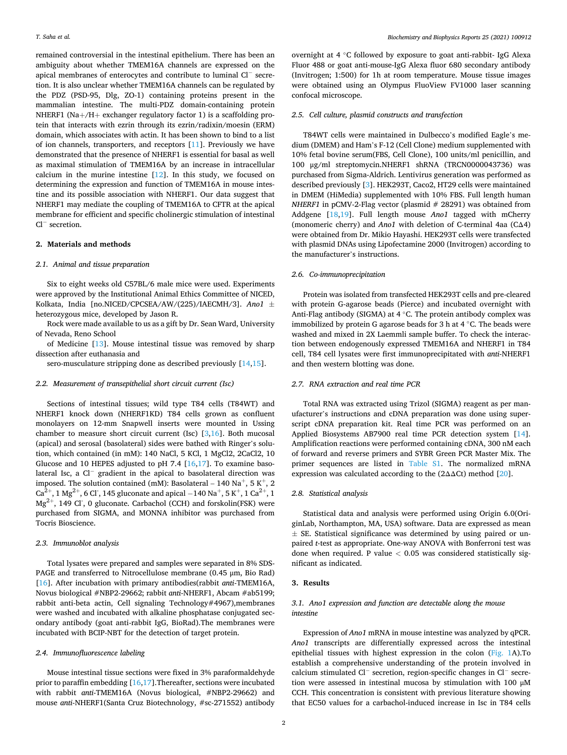remained controversial in the intestinal epithelium. There has been an ambiguity about whether TMEM16A channels are expressed on the apical membranes of enterocytes and contribute to luminal $Cl^-$ secretion. It is also unclear whether TMEM16A channels can be regulated by the PDZ (PSD-95, Dlg, ZO-1) containing proteins present in the mammalian intestine. The multi-PDZ domain-containing protein NHERF1 ($Na^+/H^+$ exchanger regulatory factor 1) is a scaffolding protein that interacts with ezrin through its ezrin/radixin/moesin (ERM) domain, which associates with actin. It has been shown to bind to a list of ion channels, transporters, and receptors [11]. Previously we have demonstrated that the presence of NHERF1 is essential for basal as well as maximal stimulation of TMEM16A by an increase in intracellular calcium in the murine intestine [12]. In this study, we focused on determining the expression and function of TMEM16A in mouse intestine and its possible association with NHERF1. Our data suggest that NHERF1 may mediate the coupling of TMEM16A to CFTR at the apical membrane for efficient and specific cholinergic stimulation of intestinal $Cl^-$ secretion.

## 2. Materials and methods

### 2.1. Animal and tissue preparation

Six to eight weeks old C57BL/6 male mice were used. Experiments were approved by the Institutional Animal Ethics Committee of NICED, Kolkata, India [no.NICED/CPCSEA/AW/(225)/IAECMH/3]. *Ano1* ± heterozygous mice, developed by Jason R.

Rock were made available to us as a gift by Dr. Sean Ward, University of Nevada, Reno School

of Medicine [13]. Mouse intestinal tissue was removed by sharp dissection after euthanasia and

sero-musculature stripping done as described previously [14,15].

### 2.2. Measurement of transepithelial short circuit current (Isc)

Sections of intestinal tissues; wild type T84 cells (T84WT) and NHERF1 knock down (NHERF1KD) T84 cells grown as confluent monolayers on 12-mm Snapwell inserts were mounted in Ussing chamber to measure short circuit current (Isc) [3,16]. Both mucosal (apical) and serosal (basolateral) sides were bathed with Ringer's solution, which contained (in mM): 140 NaCl, 5 KCl, 1 MgCl2, 2CaCl2, 10 Glucose and 10 HEPES adjusted to pH 7.4 [16,17]. To examine basolateral Isc, a $Cl^-$ gradient in the apical to basolateral direction was imposed. The solution contained (mM): Basolateral – 140 $Na^+$, 5 $K^+$, 2 $Ca^{2+}$, 1 $Mg^{2+}$, 6 $Cl^-$, 145 gluconate and apical –140 $Na^+$, 5 $K^+$, 1 $Ca^{2+}$, 1 $Mg^{2+}$, 149 $Cl^-$, 0 gluconate. Carbachol (CCH) and forskolin(FSK) were purchased from SIGMA, and MONNA inhibitor was purchased from Tocris Bioscience.

### 2.3. Immunoblot analysis

Total lysates were prepared and samples were separated in 8% SDS-PAGE and transferred to Nitrocellulose membrane (0.45 μm, Bio Rad) [16]. After incubation with primary antibodies(rabbit *anti*-TMEM16A, Novus biological #NBP2-29662; rabbit *anti*-NHERF1, Abcam #ab5199; rabbit anti-beta actin, Cell signaling Technology#4967),membranes were washed and incubated with alkaline phosphatase conjugated secondary antibody (goat anti-rabbit IgG, BioRad).The membranes were incubated with BCIP-NBT for the detection of target protein.

### 2.4. Immunofluorescence labeling

Mouse intestinal tissue sections were fixed in 3% paraformaldehyde prior to paraffin embedding [16,17].Thereafter, sections were incubated with rabbit *anti*-TMEM16A (Novus biological, #NBP2-29662) and mouse *anti*-NHERF1(Santa Cruz Biotechnology, #sc-271552) antibody overnight at 4 °C followed by exposure to goat anti-rabbit- IgG Alexa Fluor 488 or goat anti-mouse-IgG Alexa fluor 680 secondary antibody (Invitrogen; 1:500) for 1h at room temperature. Mouse tissue images were obtained using an Olympus FluoView FV1000 laser scanning confocal microscope.

### 2.5. Cell culture, plasmid constructs and transfection

T84WT cells were maintained in Dulbecco's modified Eagle's medium (DMEM) and Ham's F-12 (Cell Clone) medium supplemented with 10% fetal bovine serum(FBS, Cell Clone), 100 units/ml penicillin, and 100 μg/ml streptomycin.NHERF1 shRNA (TRCN0000043736) was purchased from Sigma-Aldrich. Lentivirus generation was performed as described previously [3]. HEK293T, Caco2, HT29 cells were maintained in DMEM (HiMedia) supplemented with 10% FBS. Full length human *NHERF1* in pCMV-2-Flag vector (plasmid # 28291) was obtained from Addgene [18,19]. Full length mouse *Ano1* tagged with mCherry (monomeric cherry) and *Ano1* with deletion of C-terminal 4aa (CΔ4) were obtained from Dr. Mikio Hayashi. HEK293T cells were transfected with plasmid DNAs using Lipofectamine 2000 (Invitrogen) according to the manufacturer's instructions.

### 2.6. Co-immunoprecipitation

Protein was isolated from transfected HEK293T cells and pre-cleared with protein G-agarose beads (Pierce) and incubated overnight with Anti-Flag antibody (SIGMA) at 4 °C. The protein antibody complex was immobilized by protein G agarose beads for 3 h at 4 °C. The beads were washed and mixed in 2X Laemmli sample buffer. To check the interaction between endogenously expressed TMEM16A and NHERF1 in T84 cell, T84 cell lysates were first immunoprecipitated with *anti*-NHERF1 and then western blotting was done.

### 2.7. RNA extraction and real time PCR

Total RNA was extracted using Trizol (SIGMA) reagent as per manufacturer's instructions and cDNA preparation was done using superscript cDNA preparation kit. Real time PCR was performed on an Applied Biosystems AB7900 real time PCR detection system [14]. Amplification reactions were performed containing cDNA, 300 nM each of forward and reverse primers and SYBR Green PCR Master Mix. The primer sequences are listed in Table S1. The normalized mRNA expression was calculated according to the (2ΔΔCt) method [20].

### 2.8. Statistical analysis

Statistical data and analysis were performed using Origin 6.0(OriginLab, Northampton, MA, USA) software. Data are expressed as mean ± SE. Statistical significance was determined by using paired or unpaired *t*-test as appropriate. One-way ANOVA with Bonferroni test was done when required. P value < 0.05 was considered statistically significant as indicated.

## 3. Results

### 3.1. Ano1 expression and function are detectable along the mouse intestine

Expression of *Ano1* mRNA in mouse intestine was analyzed by qPCR. *Ano1* transcripts are differentially expressed across the intestinal epithelial tissues with highest expression in the colon (Fig. 1A).To establish a comprehensive understanding of the protein involved in calcium stimulated $Cl^-$ secretion, region-specific changes in $Cl^-$ secretion were assessed in intestinal mucosa by stimulation with 100 μM CCH. This concentration is consistent with previous literature showing that EC50 values for a carbachol-induced increase in Isc in T84 cells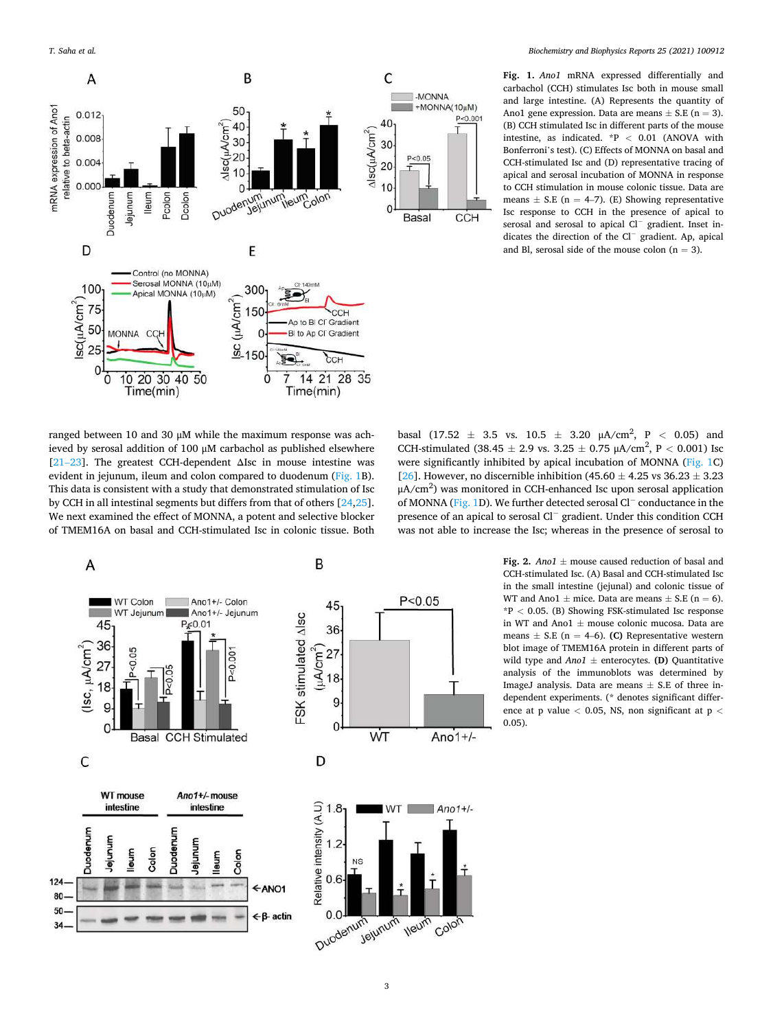A

mRNA expression of Ano1 relative to beta-actin

0.012

0.008

0.004

0.000

Duodenum

Jejunum

Ileum

Pcolon

Dcolon

B

ΔIsc(μA/cm²)

50

40

30

20

10

0

*

*

*

Duodenum

Jejunum

Ileum

Colon

C

-MONNA

+MONNA(10μM)

ΔIsc(μA/cm²)

40

30

20

10

0

P<0.05

P<0.001

Basal

CCH

D

Control (no MONNA)

Serosal MONNA (10μM)

Apical MONNA (10μM)

Isc(μA/cm²)

100

75

50

25

0

MONNA

CCH

0 10 20 30 40 50

Time(min)

E

Isc (μA/cm²)

300

150

0

-150

CCH

Ap to Bl Cl⁻ Gradient

Bl to Ap Cl⁻ Gradient

CCH

0 7 14 21 28 35

Time(min)

**Fig. 1.** *Ano1* mRNA expressed differentially and carbachol (CCH) stimulates Isc both in mouse small and large intestine. (A) Represents the quantity of Ano1 gene expression. Data are means ± S.E (n = 3). (B) CCH stimulated Isc in different parts of the mouse intestine, as indicated. *P < 0.01 (ANOVA with Bonferroni's test). (C) Effects of MONNA on basal and CCH-stimulated Isc and (D) representative tracing of apical and serosal incubation of MONNA in response to CCH stimulation in mouse colonic tissue. Data are means ± S.E (n = 4–7). (E) Showing representative Isc response to CCH in the presence of apical to serosal and serosal to apical Cl⁻ gradient. Inset indicates the direction of the Cl⁻ gradient. Ap, apical and Bl, serosal side of the mouse colon (n = 3).

ranged between 10 and 30 μM while the maximum response was achieved by serosal addition of 100 μM carbachol as published elsewhere [21–23]. The greatest CCH-dependent ΔIsc in mouse intestine was evident in jejunum, ileum and colon compared to duodenum (Fig. 1B). This data is consistent with a study that demonstrated stimulation of Isc by CCH in all intestinal segments but differs from that of others [24,25]. We next examined the effect of MONNA, a potent and selective blocker of TMEM16A on basal and CCH-stimulated Isc in colonic tissue. Both basal (17.52 ± 3.5 vs. 10.5 ± 3.20 μA/cm², P < 0.05) and CCH-stimulated (38.45 ± 2.9 vs. 3.25 ± 0.75 μA/cm², P < 0.001) Isc were significantly inhibited by apical incubation of MONNA (Fig. 1C) [26]. However, no discernible inhibition (45.60 ± 4.25 vs 36.23 ± 3.23 μA/cm²) was monitored in CCH-enhanced Isc upon serosal application of MONNA (Fig. 1D). We further detected serosal Cl⁻ conductance in the presence of an apical to serosal Cl⁻ gradient. Under this condition CCH was not able to increase the Isc; whereas in the presence of serosal to

A

WT Colon

WT Jejunum

Ano1+/- Colon

Ano1+/- Jejunum

(Isc, μA/cm²)

45

36

27

18

9

0

P<0.05

P<0.05

P<0.01

*

P<0.001

Basal

CCH Stimulated

B

FSK stimulated ΔIsc (μA/cm²)

45

36

27

18

9

0

P<0.05

WT

Ano1+/-

C

WT mouse intestine

*Ano1+/-* mouse intestine

Duodenum

Jejunum

Ileum

Colon

Duodenum

Jejunum

Ileum

Colon

124—

80—

50—

34—

←ANO1

←β- actin

D

WT

*Ano1+/-*

Relative intensity (A.U)

1.8

1.2

0.6

0.0

NS

*

*

*

Duodenum

Jejunum

Ileum

Colon

**Fig. 2.** *Ano1* ± mouse caused reduction of basal and CCH-stimulated Isc. (A) Basal and CCH-stimulated Isc in the small intestine (jejunal) and colonic tissue of WT and Ano1 ± mice. Data are means ± S.E (n = 6). *P < 0.05. (B) Showing FSK-stimulated Isc response in WT and Ano1 ± mouse colonic mucosa. Data are means ± S.E (n = 4–6). **(C)** Representative western blot image of TMEM16A protein in different parts of wild type and *Ano1* ± enterocytes. **(D)** Quantitative analysis of the immunoblots was determined by ImageJ analysis. Data are means ± S.E of three independent experiments. (* denotes significant difference at p value < 0.05, NS, non significant at p < 0.05).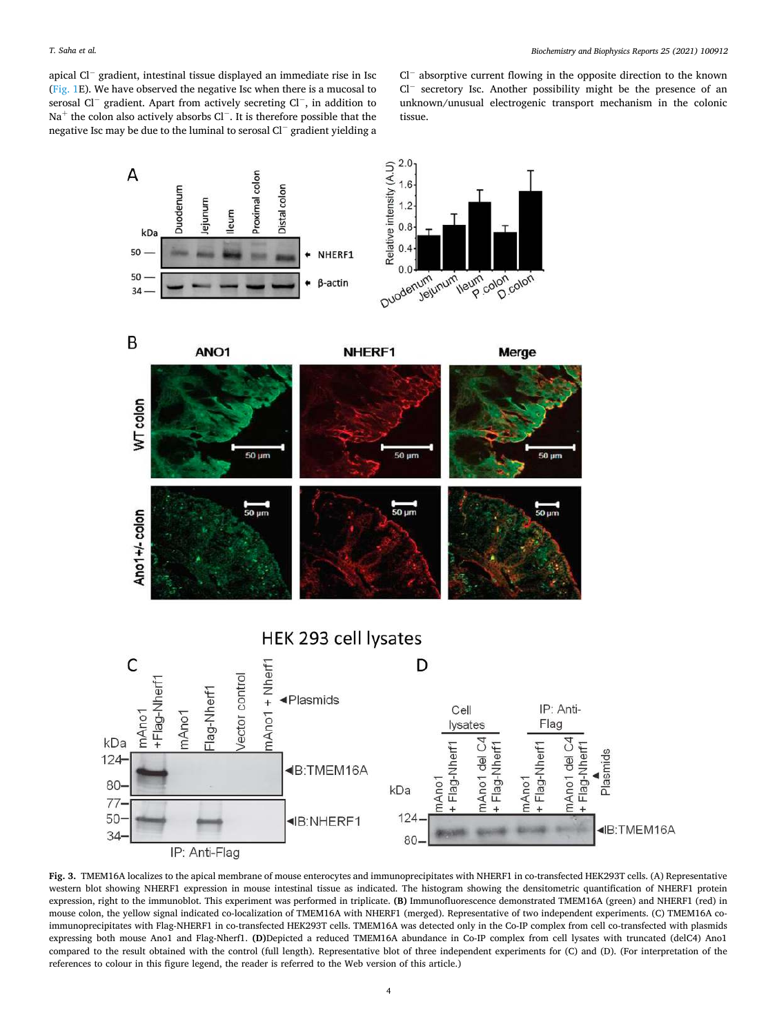apical $Cl^-$ gradient, intestinal tissue displayed an immediate rise in Isc (Fig. 1E). We have observed the negative Isc when there is a mucosal to serosal $Cl^-$ gradient. Apart from actively secreting $Cl^-$, in addition to $Na^+$ the colon also actively absorbs $Cl^-$. It is therefore possible that the negative Isc may be due to the luminal to serosal $Cl^-$ gradient yielding a $Cl^-$ absorptive current flowing in the opposite direction to the known $Cl^-$ secretory Isc. Another possibility might be the presence of an unknown/unusual electrogenic transport mechanism in the colonic tissue.

A

kDa

Duodenum Jejunum Ileum Proximal colon Distal colon

50 — NHERF1

50 — 34 — β-actin

Relative intensity (A.U)

2.0 1.6 1.2 0.8 0.4 0.0

Duodenum Jejunum Ileum P.colon D.colon

B

ANO1 NHERF1 Merge

WT colon

Ano1+/- colon

50 μm

HEK 293 cell lysates

C

mAno1 +Flag-Nherf1 mAno1 Flag-Nherf1 Vector control mAno1 + Nherf1 ◄Plasmids

kDa 124 80 77 50 34

◄IB:TMEM16A

◄IB:NHERF1

IP: Anti-Flag

D

Cell lysates IP: Anti-Flag

mAno1 + Flag-Nherf1 mAno1 del C4 + Flag-Nherf1 mAno1 + Flag-Nherf1 mAno1 del C4 + Flag-Nherf1 ◄ Plasmids

kDa 124 80

◄IB:TMEM16A

**Fig. 3.** TMEM16A localizes to the apical membrane of mouse enterocytes and immunoprecipitates with NHERF1 in co-transfected HEK293T cells. (A) Representative western blot showing NHERF1 expression in mouse intestinal tissue as indicated. The histogram showing the densitometric quantification of NHERF1 protein expression, right to the immunoblot. This experiment was performed in triplicate. **(B)** Immunofluorescence demonstrated TMEM16A (green) and NHERF1 (red) in mouse colon, the yellow signal indicated co-localization of TMEM16A with NHERF1 (merged). Representative of two independent experiments. (C) TMEM16A co-immunoprecipitates with Flag-NHERF1 in co-transfected HEK293T cells. TMEM16A was detected only in the Co-IP complex from cell co-transfected with plasmids expressing both mouse Ano1 and Flag-Nherf1. **(D)**Depicted a reduced TMEM16A abundance in Co-IP complex from cell lysates with truncated (delC4) Ano1 compared to the result obtained with the control (full length). Representative blot of three independent experiments for (C) and (D). (For interpretation of the references to colour in this figure legend, the reader is referred to the Web version of this article.)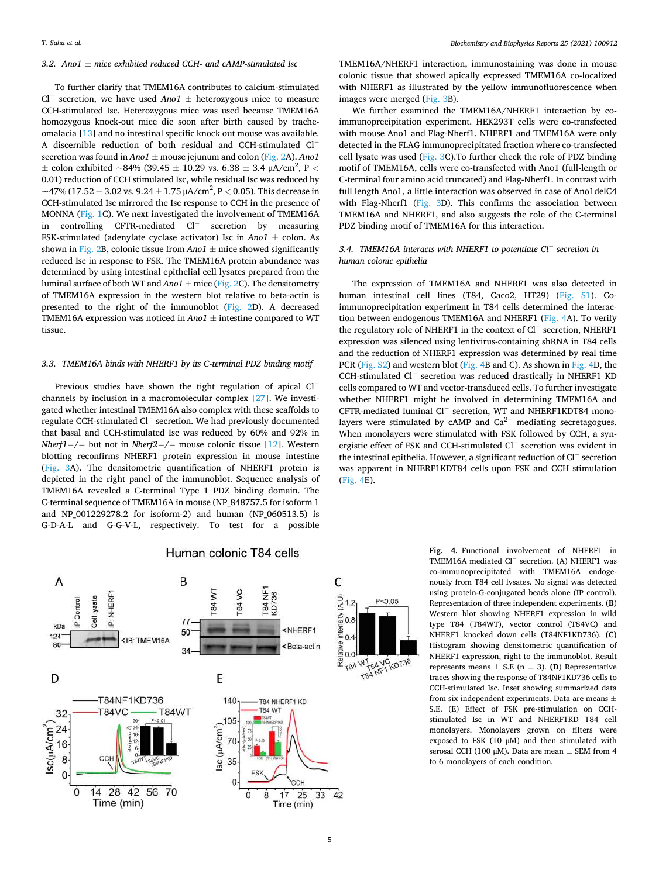### 3.2. Ano1 ± mice exhibited reduced CCH- and cAMP-stimulated Isc

To further clarify that TMEM16A contributes to calcium-stimulated $Cl^-$ secretion, we have used *Ano1* ± heterozygous mice to measure CCH-stimulated Isc. Heterozygous mice was used because TMEM16A homozygous knock-out mice die soon after birth caused by tracheomalacia [13] and no intestinal specific knock out mouse was available. A discernible reduction of both residual and CCH-stimulated $Cl^-$ secretion was found in *Ano1* ± mouse jejunum and colon (Fig. 2A). *Ano1* ± colon exhibited ~84% (39.45 ± 10.29 vs. 6.38 ± 3.4 μA/cm$^2$, $P < 0.01$) reduction of CCH stimulated Isc, while residual Isc was reduced by ~47% (17.52 ± 3.02 vs. 9.24 ± 1.75 μA/cm$^2$, $P < 0.05$). This decrease in CCH-stimulated Isc mirrored the Isc response to CCH in the presence of MONNA (Fig. 1C). We next investigated the involvement of TMEM16A in controlling CFTR-mediated $Cl^-$ secretion by measuring FSK-stimulated (adenylate cyclase activator) Isc in *Ano1* ± colon. As shown in Fig. 2B, colonic tissue from *Ano1* ± mice showed significantly reduced Isc in response to FSK. The TMEM16A protein abundance was determined by using intestinal epithelial cell lysates prepared from the luminal surface of both WT and *Ano1* ± mice (Fig. 2C). The densitometry of TMEM16A expression in the western blot relative to beta-actin is presented to the right of the immunoblot (Fig. 2D). A decreased TMEM16A expression was noticed in *Ano1* ± intestine compared to WT tissue.

### 3.3. TMEM16A binds with NHERF1 by its C-terminal PDZ binding motif

Previous studies have shown the tight regulation of apical $Cl^-$ channels by inclusion in a macromolecular complex [27]. We investigated whether intestinal TMEM16A also complex with these scaffolds to regulate CCH-stimulated $Cl^-$ secretion. We had previously documented that basal and CCH-stimulated Isc was reduced by 60% and 92% in *Nherf1*−/− but not in *Nherf2*−/− mouse colonic tissue [12]. Western blotting reconfirms NHERF1 protein expression in mouse intestine (Fig. 3A). The densitometric quantification of NHERF1 protein is depicted in the right panel of the immunoblot. Sequence analysis of TMEM16A revealed a C-terminal Type 1 PDZ binding domain. The C-terminal sequence of TMEM16A in mouse (NP_848757.5 for isoform 1 and NP_001229278.2 for isoform-2) and human (NP_060513.5) is G-D-A-L and G-G-V-L, respectively. To test for a possible TMEM16A/NHERF1 interaction, immunostaining was done in mouse colonic tissue that showed apically expressed TMEM16A co-localized with NHERF1 as illustrated by the yellow immunofluorescence when images were merged (Fig. 3B).

We further examined the TMEM16A/NHERF1 interaction by co-immunoprecipitation experiment. HEK293T cells were co-transfected with mouse Ano1 and Flag-Nherf1. NHERF1 and TMEM16A were only detected in the FLAG immunoprecipitated fraction where co-transfected cell lysate was used (Fig. 3C).To further check the role of PDZ binding motif of TMEM16A, cells were co-transfected with Ano1 (full-length or C-terminal four amino acid truncated) and Flag-Nherf1. In contrast with full length Ano1, a little interaction was observed in case of Ano1delC4 with Flag-Nherf1 (Fig. 3D). This confirms the association between TMEM16A and NHERF1, and also suggests the role of the C-terminal PDZ binding motif of TMEM16A for this interaction.

### 3.4. TMEM16A interacts with NHERF1 to potentiate $Cl^-$ secretion in human colonic epithelia

The expression of TMEM16A and NHERF1 was also detected in human intestinal cell lines (T84, Caco2, HT29) (Fig. S1). Co-immunoprecipitation experiment in T84 cells determined the interaction between endogenous TMEM16A and NHERF1 (Fig. 4A). To verify the regulatory role of NHERF1 in the context of $Cl^-$ secretion, NHERF1 expression was silenced using lentivirus-containing shRNA in T84 cells and the reduction of NHERF1 expression was determined by real time PCR (Fig. S2) and western blot (Fig. 4B and C). As shown in Fig. 4D, the CCH-stimulated $Cl^-$ secretion was reduced drastically in NHERF1 KD cells compared to WT and vector-transduced cells. To further investigate whether NHERF1 might be involved in determining TMEM16A and CFTR-mediated luminal $Cl^-$ secretion, WT and NHERF1KDT84 monolayers were stimulated by cAMP and $Ca^{2+}$ mediating secretagogues. When monolayers were stimulated with FSK followed by CCH, a synergistic effect of FSK and CCH-stimulated $Cl^-$ secretion was evident in the intestinal epithelia. However, a significant reduction of $Cl^-$ secretion was apparent in NHERF1KDT84 cells upon FSK and CCH stimulation (Fig. 4E).

Human colonic T84 cells

A

IP Control
Cell lysate
IP: NHERF1
kDa
124
80
<IB: TMEM16A

B

T84 WT
T84 VC
T84 NF1 KD736
77
50
34
<NHERF1
<Beta-actin

C

Relative intensity (A.U)
1.2
0.8
0.4
0.0
P<0.05
T84 WT
T84 VC
T84 NF1 KD736

D

T84NF1KD736
T84VC
T84WT
Isc(μA/cm²)
32
24
16
8
0
CCH
0 14 28 42 56 70
Time (min)
ΔIsc(μA/cm²)
30
24
18
12
6
0
P<0.01
T84WT T84VC T84NF1KD

E

T84 NHERF1 KD
T84 WT
Isc (μA/cm²)
140
105
70
35
0
FSK
CCH
0 8 17 25 33 42
Time (min)
100
75
50
25
0
P<0.05
T84WT
T84NHERF1KD
FSK CCH after FSK

**Fig. 4.** Functional involvement of NHERF1 in TMEM16A mediated $Cl^-$ secretion. (A) NHERF1 was co-immunoprecipitated with TMEM16A endogenously from T84 cell lysates. No signal was detected using protein-G-conjugated beads alone (IP control). Representation of three independent experiments. **(B)** Western blot showing NHERF1 expression in wild type T84 (T84WT), vector control (T84VC) and NHERF1 knocked down cells (T84NF1KD736). **(C)** Histogram showing densitometric quantification of NHERF1 expression, right to the immunoblot. Result represents means ± S.E (n = 3). **(D)** Representative traces showing the response of T84NF1KD736 cells to CCH-stimulated Isc. Inset showing summarized data from six independent experiments. Data are means ± S.E. (E) Effect of FSK pre-stimulation on CCH-stimulated Isc in WT and NHERF1KD T84 cell monolayers. Monolayers grown on filters were exposed to FSK (10 μM) and then stimulated with serosal CCH (100 μM). Data are mean ± SEM from 4 to 6 monolayers of each condition.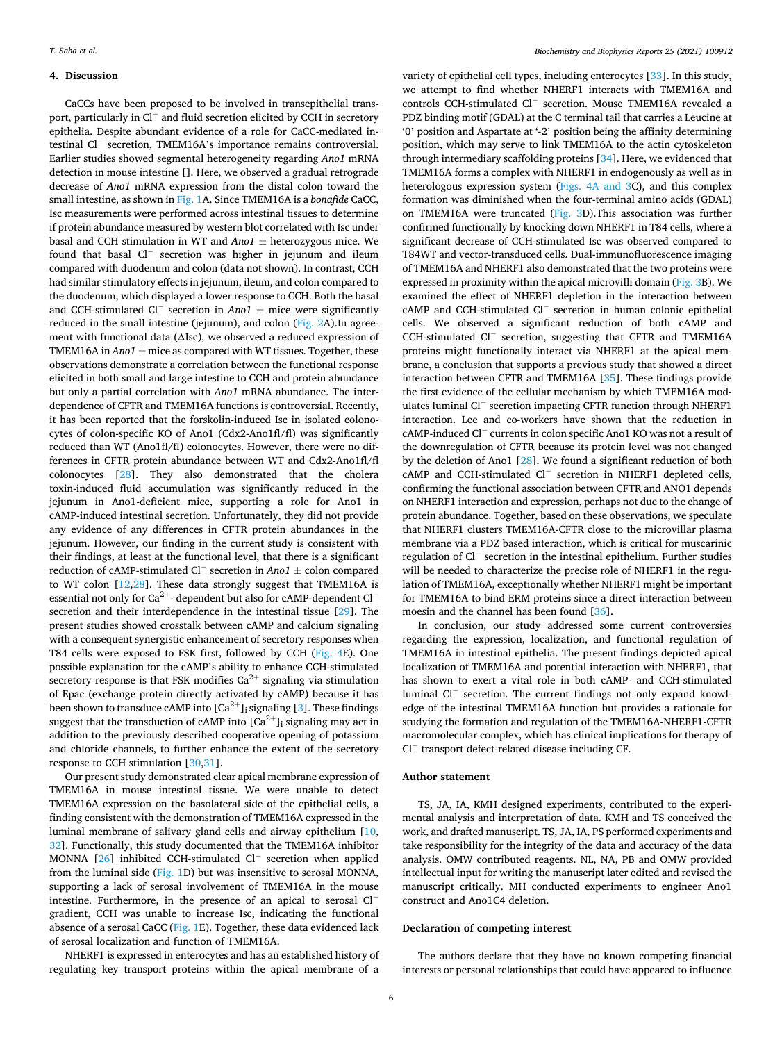## 4. Discussion

CaCCs have been proposed to be involved in transepithelial transport, particularly in $Cl^-$ and fluid secretion elicited by CCH in secretory epithelia. Despite abundant evidence of a role for CaCC-mediated intestinal $Cl^-$ secretion, TMEM16A's importance remains controversial. Earlier studies showed segmental heterogeneity regarding *Ano1* mRNA detection in mouse intestine []. Here, we observed a gradual retrograde decrease of *Ano1* mRNA expression from the distal colon toward the small intestine, as shown in Fig. 1A. Since TMEM16A is a *bonafide* CaCC, Isc measurements were performed across intestinal tissues to determine if protein abundance measured by western blot correlated with Isc under basal and CCH stimulation in WT and *Ano1* ± heterozygous mice. We found that basal $Cl^-$ secretion was higher in jejunum and ileum compared with duodenum and colon (data not shown). In contrast, CCH had similar stimulatory effects in jejunum, ileum, and colon compared to the duodenum, which displayed a lower response to CCH. Both the basal and CCH-stimulated $Cl^-$ secretion in *Ano1* ± mice were significantly reduced in the small intestine (jejunum), and colon (Fig. 2A).In agreement with functional data (ΔIsc), we observed a reduced expression of TMEM16A in *Ano1* ± mice as compared with WT tissues. Together, these observations demonstrate a correlation between the functional response elicited in both small and large intestine to CCH and protein abundance but only a partial correlation with *Ano1* mRNA abundance. The interdependence of CFTR and TMEM16A functions is controversial. Recently, it has been reported that the forskolin-induced Isc in isolated colonocytes of colon-specific KO of Ano1 (Cdx2-Ano1fl/fl) was significantly reduced than WT (Ano1fl/fl) colonocytes. However, there were no differences in CFTR protein abundance between WT and Cdx2-Ano1fl/fl colonocytes [28]. They also demonstrated that the cholera toxin-induced fluid accumulation was significantly reduced in the jejunum in Ano1-deficient mice, supporting a role for Ano1 in cAMP-induced intestinal secretion. Unfortunately, they did not provide any evidence of any differences in CFTR protein abundances in the jejunum. However, our finding in the current study is consistent with their findings, at least at the functional level, that there is a significant reduction of cAMP-stimulated $Cl^-$ secretion in *Ano1* ± colon compared to WT colon [12,28]. These data strongly suggest that TMEM16A is essential not only for $Ca^{2+}$- dependent but also for cAMP-dependent $Cl^-$ secretion and their interdependence in the intestinal tissue [29]. The present studies showed crosstalk between cAMP and calcium signaling with a consequent synergistic enhancement of secretory responses when T84 cells were exposed to FSK first, followed by CCH (Fig. 4E). One possible explanation for the cAMP's ability to enhance CCH-stimulated secretory response is that FSK modifies $Ca^{2+}$ signaling via stimulation of Epac (exchange protein directly activated by cAMP) because it has been shown to transduce cAMP into $[Ca^{2+}]_i$ signaling [3]. These findings suggest that the transduction of cAMP into $[Ca^{2+}]_i$ signaling may act in addition to the previously described cooperative opening of potassium and chloride channels, to further enhance the extent of the secretory response to CCH stimulation [30,31].

Our present study demonstrated clear apical membrane expression of TMEM16A in mouse intestinal tissue. We were unable to detect TMEM16A expression on the basolateral side of the epithelial cells, a finding consistent with the demonstration of TMEM16A expressed in the luminal membrane of salivary gland cells and airway epithelium [10,32]. Functionally, this study documented that the TMEM16A inhibitor MONNA [26] inhibited CCH-stimulated $Cl^-$ secretion when applied from the luminal side (Fig. 1D) but was insensitive to serosal MONNA, supporting a lack of serosal involvement of TMEM16A in the mouse intestine. Furthermore, in the presence of an apical to serosal $Cl^-$ gradient, CCH was unable to increase Isc, indicating the functional absence of a serosal CaCC (Fig. 1E). Together, these data evidenced lack of serosal localization and function of TMEM16A.

NHERF1 is expressed in enterocytes and has an established history of regulating key transport proteins within the apical membrane of a variety of epithelial cell types, including enterocytes [33]. In this study, we attempt to find whether NHERF1 interacts with TMEM16A and controls CCH-stimulated $Cl^-$ secretion. Mouse TMEM16A revealed a PDZ binding motif (GDAL) at the C terminal tail that carries a Leucine at '0' position and Aspartate at '-2' position being the affinity determining position, which may serve to link TMEM16A to the actin cytoskeleton through intermediary scaffolding proteins [34]. Here, we evidenced that TMEM16A forms a complex with NHERF1 in endogenously as well as in heterologous expression system (Figs. 4A and 3C), and this complex formation was diminished when the four-terminal amino acids (GDAL) on TMEM16A were truncated (Fig. 3D).This association was further confirmed functionally by knocking down NHERF1 in T84 cells, where a significant decrease of CCH-stimulated Isc was observed compared to T84WT and vector-transduced cells. Dual-immunofluorescence imaging of TMEM16A and NHERF1 also demonstrated that the two proteins were expressed in proximity within the apical microvilli domain (Fig. 3B). We examined the effect of NHERF1 depletion in the interaction between cAMP and CCH-stimulated $Cl^-$ secretion in human colonic epithelial cells. We observed a significant reduction of both cAMP and CCH-stimulated $Cl^-$ secretion, suggesting that CFTR and TMEM16A proteins might functionally interact via NHERF1 at the apical membrane, a conclusion that supports a previous study that showed a direct interaction between CFTR and TMEM16A [35]. These findings provide the first evidence of the cellular mechanism by which TMEM16A modulates luminal $Cl^-$ secretion impacting CFTR function through NHERF1 interaction. Lee and co-workers have shown that the reduction in cAMP-induced $Cl^-$ currents in colon specific Ano1 KO was not a result of the downregulation of CFTR because its protein level was not changed by the deletion of Ano1 [28]. We found a significant reduction of both cAMP and CCH-stimulated $Cl^-$ secretion in NHERF1 depleted cells, confirming the functional association between CFTR and ANO1 depends on NHERF1 interaction and expression, perhaps not due to the change of protein abundance. Together, based on these observations, we speculate that NHERF1 clusters TMEM16A-CFTR close to the microvillar plasma membrane via a PDZ based interaction, which is critical for muscarinic regulation of $Cl^-$ secretion in the intestinal epithelium. Further studies will be needed to characterize the precise role of NHERF1 in the regulation of TMEM16A, exceptionally whether NHERF1 might be important for TMEM16A to bind ERM proteins since a direct interaction between moesin and the channel has been found [36].

In conclusion, our study addressed some current controversies regarding the expression, localization, and functional regulation of TMEM16A in intestinal epithelia. The present findings depicted apical localization of TMEM16A and potential interaction with NHERF1, that has shown to exert a vital role in both cAMP- and CCH-stimulated luminal $Cl^-$ secretion. The current findings not only expand knowledge of the intestinal TMEM16A function but provides a rationale for studying the formation and regulation of the TMEM16A-NHERF1-CFTR macromolecular complex, which has clinical implications for therapy of $Cl^-$ transport defect-related disease including CF.

## Author statement

TS, JA, IA, KMH designed experiments, contributed to the experimental analysis and interpretation of data. KMH and TS conceived the work, and drafted manuscript. TS, JA, IA, PS performed experiments and take responsibility for the integrity of the data and accuracy of the data analysis. OMW contributed reagents. NL, NA, PB and OMW provided intellectual input for writing the manuscript later edited and revised the manuscript critically. MH conducted experiments to engineer Ano1 construct and Ano1C4 deletion.

## Declaration of competing interest

The authors declare that they have no known competing financial interests or personal relationships that could have appeared to influence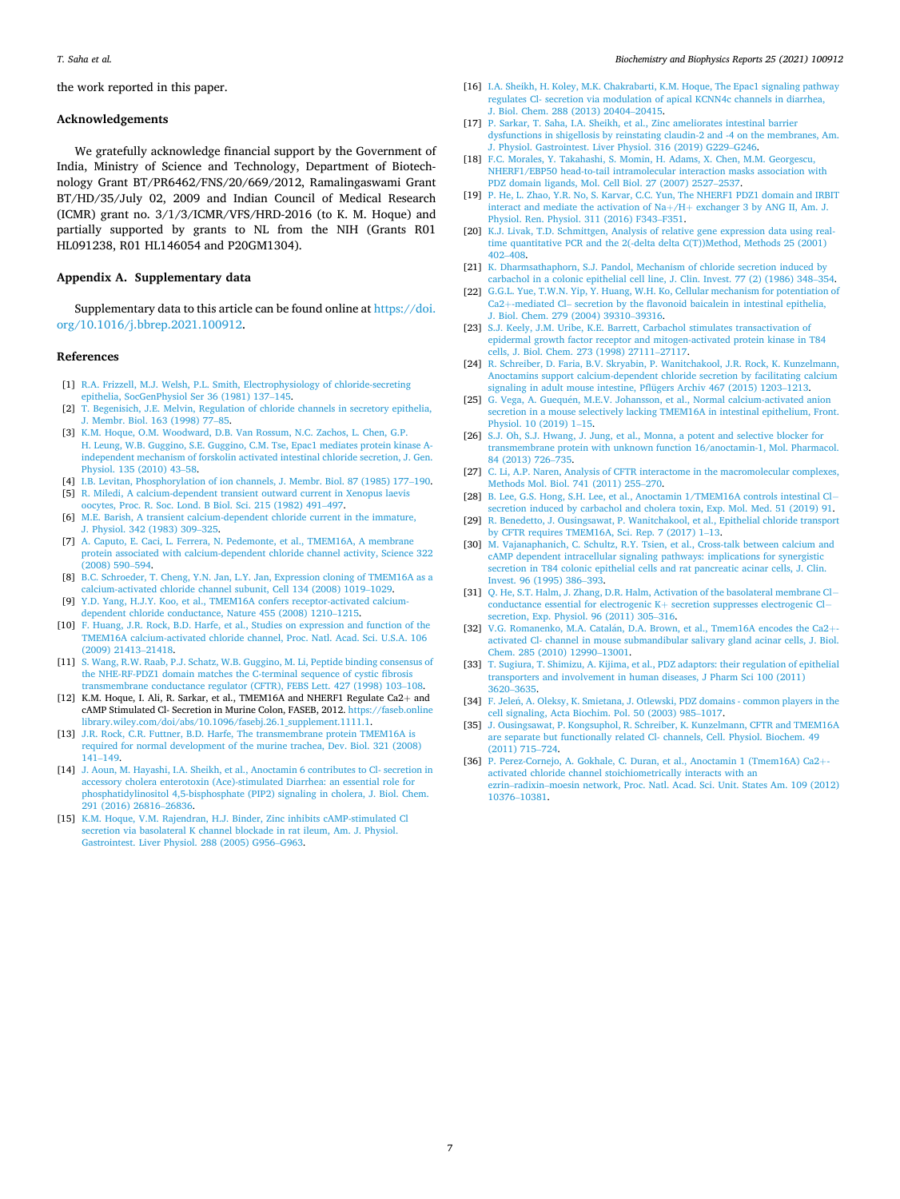the work reported in this paper.

## Acknowledgements

We gratefully acknowledge financial support by the Government of India, Ministry of Science and Technology, Department of Biotechnology Grant BT/PR6462/FNS/20/669/2012, Ramalingaswami Grant BT/HD/35/July 02, 2009 and Indian Council of Medical Research (ICMR) grant no. 3/1/3/ICMR/VFS/HRD-2016 (to K. M. Hoque) and partially supported by grants to NL from the NIH (Grants R01 HL091238, R01 HL146054 and P20GM1304).

## Appendix A. Supplementary data

Supplementary data to this article can be found online at https://doi.org/10.1016/j.bbrep.2021.100912.

## References

[1] R.A. Frizzell, M.J. Welsh, P.L. Smith, Electrophysiology of chloride-secreting epithelia, SocGenPhysiol Ser 36 (1981) 137–145.

[2] T. Begenisich, J.E. Melvin, Regulation of chloride channels in secretory epithelia, J. Membr. Biol. 163 (1998) 77–85.

[3] K.M. Hoque, O.M. Woodward, D.B. Van Rossum, N.C. Zachos, L. Chen, G.P. H. Leung, W.B. Guggino, S.E. Guggino, C.M. Tse, Epac1 mediates protein kinase A-independent mechanism of forskolin activated intestinal chloride secretion, J. Gen. Physiol. 135 (2010) 43–58.

[4] I.B. Levitan, Phosphorylation of ion channels, J. Membr. Biol. 87 (1985) 177–190.

[5] R. Miledi, A calcium-dependent transient outward current in Xenopus laevis oocytes, Proc. R. Soc. Lond. B Biol. Sci. 215 (1982) 491–497.

[6] M.E. Barish, A transient calcium-dependent chloride current in the immature, J. Physiol. 342 (1983) 309–325.

[7] A. Caputo, E. Caci, L. Ferrera, N. Pedemonte, et al., TMEM16A, A membrane protein associated with calcium-dependent chloride channel activity, Science 322 (2008) 590–594.

[8] B.C. Schroeder, T. Cheng, Y.N. Jan, L.Y. Jan, Expression cloning of TMEM16A as a calcium-activated chloride channel subunit, Cell 134 (2008) 1019–1029.

[9] Y.D. Yang, H.J.Y. Koo, et al., TMEM16A confers receptor-activated calcium-dependent chloride conductance, Nature 455 (2008) 1210–1215.

[10] F. Huang, J.R. Rock, B.D. Harfe, et al., Studies on expression and function of the TMEM16A calcium-activated chloride channel, Proc. Natl. Acad. Sci. U.S.A. 106 (2009) 21413–21418.

[11] S. Wang, R.W. Raab, P.J. Schatz, W.B. Guggino, M. Li, Peptide binding consensus of the NHE-RF-PDZ1 domain matches the C-terminal sequence of cystic fibrosis transmembrane conductance regulator (CFTR), FEBS Lett. 427 (1998) 103–108.

[12] K.M. Hoque, I. Ali, R. Sarkar, et al., TMEM16A and NHERF1 Regulate Ca2+ and cAMP Stimulated Cl- Secretion in Murine Colon, FASEB, 2012. https://faseb.onlinelibrary.wiley.com/doi/abs/10.1096/fasebj.26.1_supplement.1111.1.

[13] J.R. Rock, C.R. Futtner, B.D. Harfe, The transmembrane protein TMEM16A is required for normal development of the murine trachea, Dev. Biol. 321 (2008) 141–149.

[14] J. Aoun, M. Hayashi, I.A. Sheikh, et al., Anoctamin 6 contributes to Cl- secretion in accessory cholera enterotoxin (Ace)-stimulated Diarrhea: an essential role for phosphatidylinositol 4,5-bisphosphate (PIP2) signaling in cholera, J. Biol. Chem. 291 (2016) 26816–26836.

[15] K.M. Hoque, V.M. Rajendran, H.J. Binder, Zinc inhibits cAMP-stimulated Cl secretion via basolateral K channel blockade in rat ileum, Am. J. Physiol. Gastrointest. Liver Physiol. 288 (2005) G956–G963.

[16] I.A. Sheikh, H. Koley, M.K. Chakrabarti, K.M. Hoque, The Epac1 signaling pathway regulates Cl- secretion via modulation of apical KCNN4c channels in diarrhea, J. Biol. Chem. 288 (2013) 20404–20415.

[17] P. Sarkar, T. Saha, I.A. Sheikh, et al., Zinc ameliorates intestinal barrier dysfunctions in shigellosis by reinstating claudin-2 and -4 on the membranes, Am. J. Physiol. Gastrointest. Liver Physiol. 316 (2019) G229–G246.

[18] F.C. Morales, Y. Takahashi, S. Momin, H. Adams, X. Chen, M.M. Georgescu, NHERF1/EBP50 head-to-tail intramolecular interaction masks association with PDZ domain ligands, Mol. Cell Biol. 27 (2007) 2527–2537.

[19] P. He, L. Zhao, Y.R. No, S. Karvar, C.C. Yun, The NHERF1 PDZ1 domain and IRBIT interact and mediate the activation of Na+/H+ exchanger 3 by ANG II, Am. J. Physiol. Ren. Physiol. 311 (2016) F343–F351.

[20] K.J. Livak, T.D. Schmittgen, Analysis of relative gene expression data using real-time quantitative PCR and the 2(-delta delta C(T))Method, Methods 25 (2001) 402–408.

[21] K. Dharmsathaphorn, S.J. Pandol, Mechanism of chloride secretion induced by carbachol in a colonic epithelial cell line, J. Clin. Invest. 77 (2) (1986) 348–354.

[22] G.G.L. Yue, T.W.N. Yip, Y. Huang, W.H. Ko, Cellular mechanism for potentiation of Ca2+-mediated Cl– secretion by the flavonoid baicalein in intestinal epithelia, J. Biol. Chem. 279 (2004) 39310–39316.

[23] S.J. Keely, J.M. Uribe, K.E. Barrett, Carbachol stimulates transactivation of epidermal growth factor receptor and mitogen-activated protein kinase in T84 cells, J. Biol. Chem. 273 (1998) 27111–27117.

[24] R. Schreiber, D. Faria, B.V. Skryabin, P. Wanitchakool, J.R. Rock, K. Kunzelmann, Anoctamins support calcium-dependent chloride secretion by facilitating calcium signaling in adult mouse intestine, Pflügers Archiv 467 (2015) 1203–1213.

[25] G. Vega, A. Guequén, M.E.V. Johansson, et al., Normal calcium-activated anion secretion in a mouse selectively lacking TMEM16A in intestinal epithelium, Front. Physiol. 10 (2019) 1–15.

[26] S.J. Oh, S.J. Hwang, J. Jung, et al., Monna, a potent and selective blocker for transmembrane protein with unknown function 16/anoctamin-1, Mol. Pharmacol. 84 (2013) 726–735.

[27] C. Li, A.P. Naren, Analysis of CFTR interactome in the macromolecular complexes, Methods Mol. Biol. 741 (2011) 255–270.

[28] B. Lee, G.S. Hong, S.H. Lee, et al., Anoctamin 1/TMEM16A controls intestinal Cl− secretion induced by carbachol and cholera toxin, Exp. Mol. Med. 51 (2019) 91.

[29] R. Benedetto, J. Ousingsawat, P. Wanitchakool, et al., Epithelial chloride transport by CFTR requires TMEM16A, Sci. Rep. 7 (2017) 1–13.

[30] M. Vajanaphanich, C. Schultz, R.Y. Tsien, et al., Cross-talk between calcium and cAMP dependent intracellular signaling pathways: implications for synergistic secretion in T84 colonic epithelial cells and rat pancreatic acinar cells, J. Clin. Invest. 96 (1995) 386–393.

[31] Q. He, S.T. Halm, J. Zhang, D.R. Halm, Activation of the basolateral membrane Cl− conductance essential for electrogenic K+ secretion suppresses electrogenic Cl− secretion, Exp. Physiol. 96 (2011) 305–316.

[32] V.G. Romanenko, M.A. Catalán, D.A. Brown, et al., Tmem16A encodes the Ca2+-activated Cl- channel in mouse submandibular salivary gland acinar cells, J. Biol. Chem. 285 (2010) 12990–13001.

[33] T. Sugiura, T. Shimizu, A. Kijima, et al., PDZ adaptors: their regulation of epithelial transporters and involvement in human diseases, J Pharm Sci 100 (2011) 3620–3635.

[34] F. Jeleń, A. Oleksy, K. Smietana, J. Otlewski, PDZ domains - common players in the cell signaling, Acta Biochim. Pol. 50 (2003) 985–1017.

[35] J. Ousingsawat, P. Kongsuphol, R. Schreiber, K. Kunzelmann, CFTR and TMEM16A are separate but functionally related Cl- channels, Cell. Physiol. Biochem. 49 (2011) 715–724.

[36] P. Perez-Cornejo, A. Gokhale, C. Duran, et al., Anoctamin 1 (Tmem16A) Ca2+-activated chloride channel stoichiometrically interacts with an ezrin–radixin–moesin network, Proc. Natl. Acad. Sci. Unit. States Am. 109 (2012) 10376–10381.